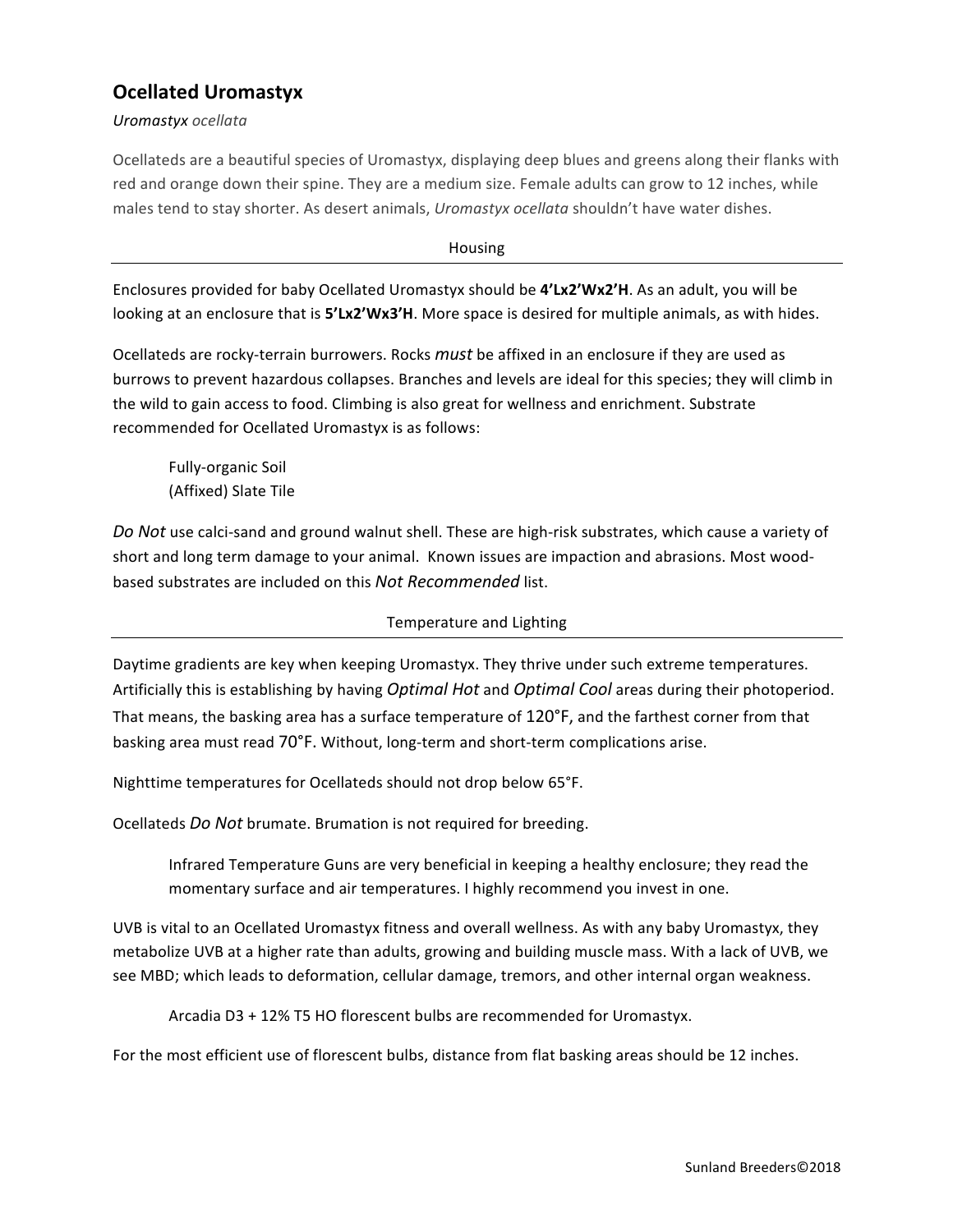# Ocellated Uromastyx

*Uromastyx ocellata*

Ocellateds are a beautiful species of Uromastyx, displaying deep blues and greens along their flanks with red and orange down their spine. They are a medium size. Female adults can grow to 12 inches, while males tend to stay shorter. As desert animals, *Uromastyx ocellata* shouldn't have water dishes.

## Housing

Enclosures provided for baby Ocellated Uromastyx should be **4'Lx2'Wx2'H**. As an adult, you will be looking at an enclosure that is **5'Lx2'Wx3'H**. More space is desired for multiple animals, as with hides.

Ocellateds are rocky-terrain burrowers. Rocks *must* be affixed in an enclosure if they are used as burrows to prevent hazardous collapses. Branches and levels are ideal for this species; they will climb in the wild to gain access to food. Climbing is also great for wellness and enrichment. Substrate recommended for Ocellated Uromastyx is as follows:

> Fully-organic Soil
> (Affixed) Slate Tile

*Do Not* use calci-sand and ground walnut shell. These are high-risk substrates, which cause a variety of short and long term damage to your animal. Known issues are impaction and abrasions. Most wood-based substrates are included on this *Not Recommended* list.

## Temperature and Lighting

Daytime gradients are key when keeping Uromastyx. They thrive under such extreme temperatures. Artificially this is establishing by having *Optimal Hot* and *Optimal Cool* areas during their photoperiod. That means, the basking area has a surface temperature of 120°F, and the farthest corner from that basking area must read 70°F. Without, long-term and short-term complications arise.

Nighttime temperatures for Ocellateds should not drop below 65°F.

Ocellateds *Do Not* brumate. Brumation is not required for breeding.

> Infrared Temperature Guns are very beneficial in keeping a healthy enclosure; they read the momentary surface and air temperatures. I highly recommend you invest in one.

UVB is vital to an Ocellated Uromastyx fitness and overall wellness. As with any baby Uromastyx, they metabolize UVB at a higher rate than adults, growing and building muscle mass. With a lack of UVB, we see MBD; which leads to deformation, cellular damage, tremors, and other internal organ weakness.

> Arcadia D3 + 12% T5 HO florescent bulbs are recommended for Uromastyx.

For the most efficient use of florescent bulbs, distance from flat basking areas should be 12 inches.

Sunland Breeders©2018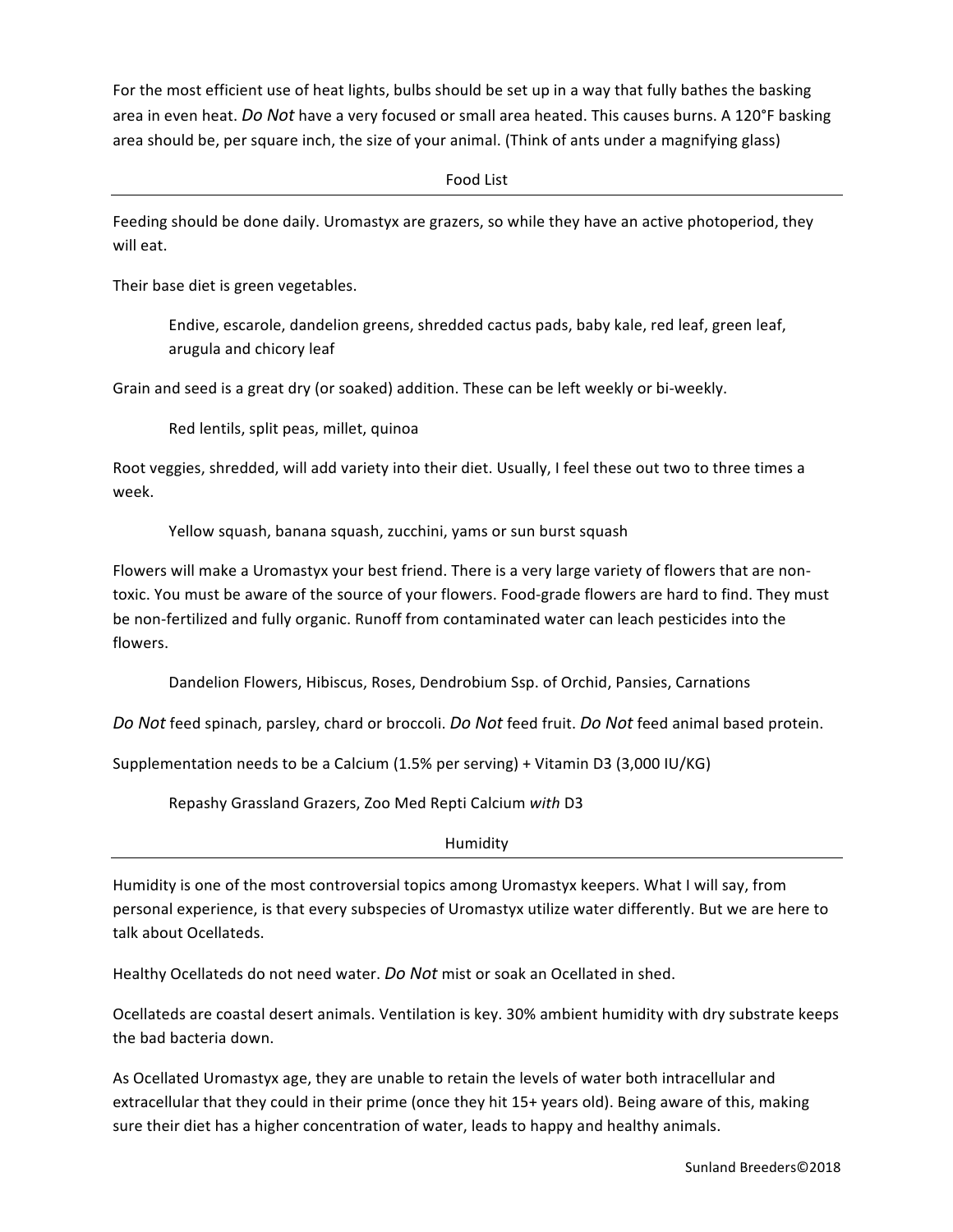For the most efficient use of heat lights, bulbs should be set up in a way that fully bathes the basking area in even heat. *Do Not* have a very focused or small area heated. This causes burns. A 120°F basking area should be, per square inch, the size of your animal. (Think of ants under a magnifying glass)

## Food List

Feeding should be done daily. Uromastyx are grazers, so while they have an active photoperiod, they will eat.

Their base diet is green vegetables.

> Endive, escarole, dandelion greens, shredded cactus pads, baby kale, red leaf, green leaf, arugula and chicory leaf

Grain and seed is a great dry (or soaked) addition. These can be left weekly or bi-weekly.

> Red lentils, split peas, millet, quinoa

Root veggies, shredded, will add variety into their diet. Usually, I feel these out two to three times a week.

> Yellow squash, banana squash, zucchini, yams or sun burst squash

Flowers will make a Uromastyx your best friend. There is a very large variety of flowers that are non-toxic. You must be aware of the source of your flowers. Food-grade flowers are hard to find. They must be non-fertilized and fully organic. Runoff from contaminated water can leach pesticides into the flowers.

> Dandelion Flowers, Hibiscus, Roses, Dendrobium Ssp. of Orchid, Pansies, Carnations

*Do Not* feed spinach, parsley, chard or broccoli. *Do Not* feed fruit. *Do Not* feed animal based protein.

Supplementation needs to be a Calcium (1.5% per serving) + Vitamin D3 (3,000 IU/KG)

> Repashy Grassland Grazers, Zoo Med Repti Calcium *with* D3

## Humidity

Humidity is one of the most controversial topics among Uromastyx keepers. What I will say, from personal experience, is that every subspecies of Uromastyx utilize water differently. But we are here to talk about Ocellateds.

Healthy Ocellateds do not need water. *Do Not* mist or soak an Ocellated in shed.

Ocellateds are coastal desert animals. Ventilation is key. 30% ambient humidity with dry substrate keeps the bad bacteria down.

As Ocellated Uromastyx age, they are unable to retain the levels of water both intracellular and extracellular that they could in their prime (once they hit 15+ years old). Being aware of this, making sure their diet has a higher concentration of water, leads to happy and healthy animals.

Sunland Breeders©2018